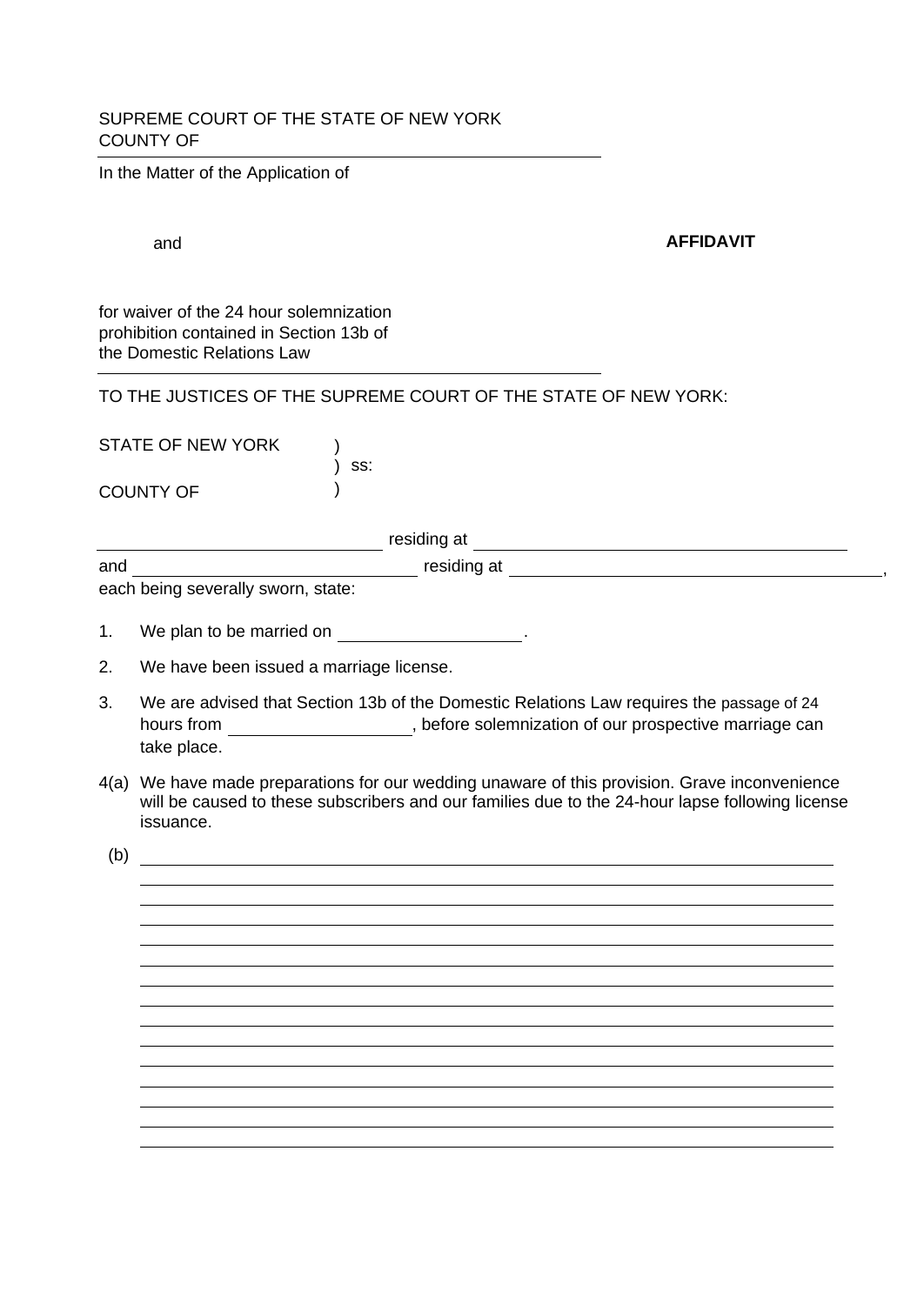SUPREME COURT OF THE STATE OF NEW YORK
COUNTY OF

---

In the Matter of the Application of

and **AFFIDAVIT**

for waiver of the 24 hour solemnization prohibition contained in Section 13b of the Domestic Relations Law

---

TO THE JUSTICES OF THE SUPREME COURT OF THE STATE OF NEW YORK:

STATE OF NEW YORK )
) ss:
COUNTY OF )

\_\_\_\_\_\_\_\_\_\_\_\_\_\_\_\_\_\_\_\_ residing at \_\_\_\_\_\_\_\_\_\_\_\_\_\_\_\_\_\_\_\_

and \_\_\_\_\_\_\_\_\_\_\_\_\_\_\_\_\_\_\_\_ residing at \_\_\_\_\_\_\_\_\_\_\_\_\_\_\_\_\_\_\_\_,

each being severally sworn, state:

1. We plan to be married on \_\_\_\_\_\_\_\_\_\_\_\_\_\_\_\_\_\_\_\_.
2. We have been issued a marriage license.
3. We are advised that Section 13b of the Domestic Relations Law requires the passage of 24 hours from \_\_\_\_\_\_\_\_\_\_\_\_\_\_\_\_\_\_\_\_, before solemnization of our prospective marriage can take place.

4(a) We have made preparations for our wedding unaware of this provision. Grave inconvenience will be caused to these subscribers and our families due to the 24-hour lapse following license issuance.

(b) \_\_\_\_\_\_\_\_\_\_\_\_\_\_\_\_\_\_\_\_\_\_\_\_\_\_\_\_\_\_\_\_\_\_\_\_\_\_\_\_\_\_\_\_\_\_\_\_\_\_\_\_\_\_\_\_\_\_\_\_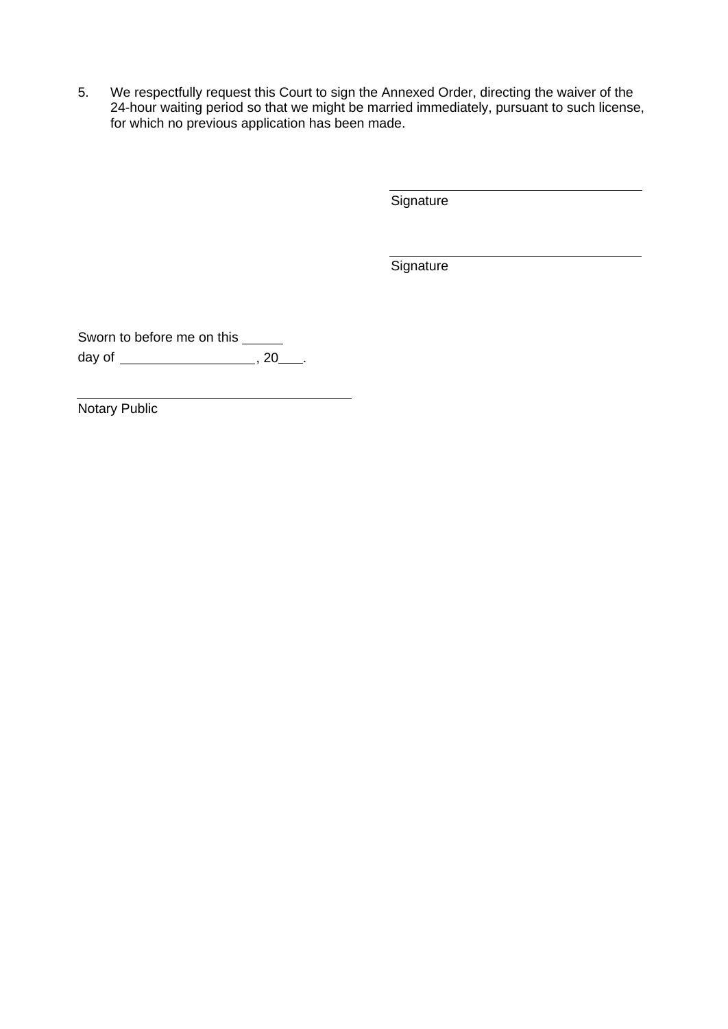5. We respectfully request this Court to sign the Annexed Order, directing the waiver of the 24-hour waiting period so that we might be married immediately, pursuant to such license, for which no previous application has been made.

\_\_\_\_\_\_\_\_\_\_\_\_\_\_\_\_\_\_\_\_\_\_\_\_\_\_\_\_\_\_\_\_\_\_\_
Signature

\_\_\_\_\_\_\_\_\_\_\_\_\_\_\_\_\_\_\_\_\_\_\_\_\_\_\_\_\_\_\_\_\_\_\_
Signature

Sworn to before me on this \_\_\_\_\_\_
day of \_\_\_\_\_\_\_\_\_\_\_\_\_\_\_\_\_\_\_\_, 20\_\_\_\_.

\_\_\_\_\_\_\_\_\_\_\_\_\_\_\_\_\_\_\_\_\_\_\_\_\_\_\_\_\_\_\_\_\_\_\_\_\_\_\_
Notary Public